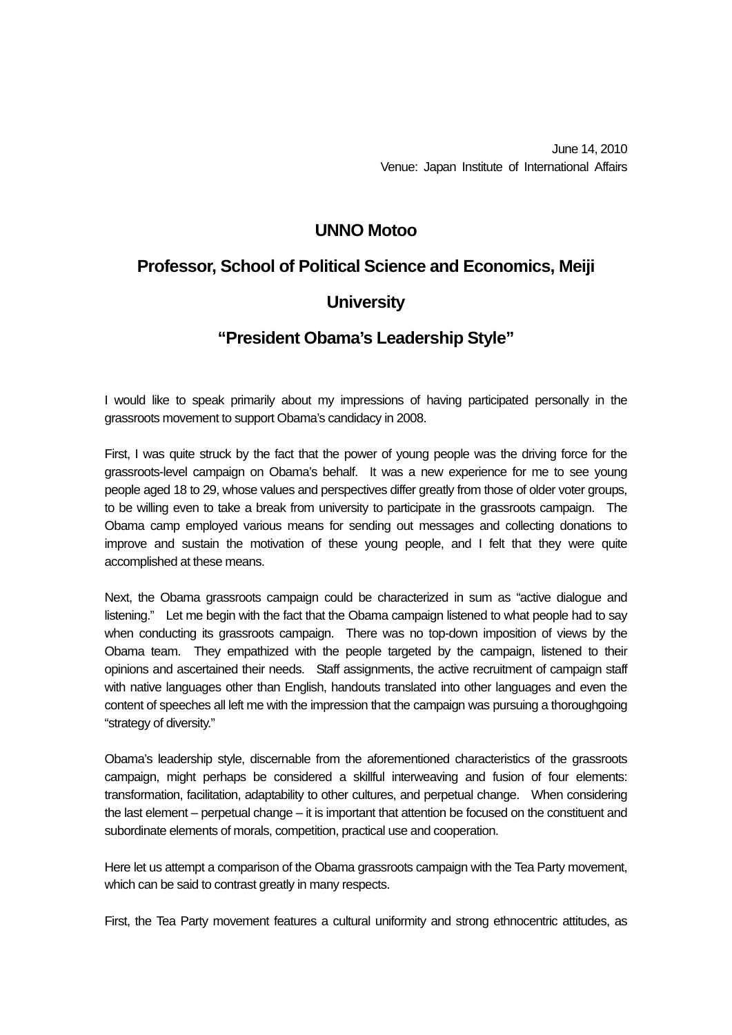June 14, 2010
Venue: Japan Institute of International Affairs

# UNNO Motoo

## Professor, School of Political Science and Economics, Meiji University

## "President Obama's Leadership Style"

I would like to speak primarily about my impressions of having participated personally in the grassroots movement to support Obama's candidacy in 2008.

First, I was quite struck by the fact that the power of young people was the driving force for the grassroots-level campaign on Obama's behalf. It was a new experience for me to see young people aged 18 to 29, whose values and perspectives differ greatly from those of older voter groups, to be willing even to take a break from university to participate in the grassroots campaign. The Obama camp employed various means for sending out messages and collecting donations to improve and sustain the motivation of these young people, and I felt that they were quite accomplished at these means.

Next, the Obama grassroots campaign could be characterized in sum as "active dialogue and listening." Let me begin with the fact that the Obama campaign listened to what people had to say when conducting its grassroots campaign. There was no top-down imposition of views by the Obama team. They empathized with the people targeted by the campaign, listened to their opinions and ascertained their needs. Staff assignments, the active recruitment of campaign staff with native languages other than English, handouts translated into other languages and even the content of speeches all left me with the impression that the campaign was pursuing a thoroughgoing "strategy of diversity."

Obama's leadership style, discernable from the aforementioned characteristics of the grassroots campaign, might perhaps be considered a skillful interweaving and fusion of four elements: transformation, facilitation, adaptability to other cultures, and perpetual change. When considering the last element – perpetual change – it is important that attention be focused on the constituent and subordinate elements of morals, competition, practical use and cooperation.

Here let us attempt a comparison of the Obama grassroots campaign with the Tea Party movement, which can be said to contrast greatly in many respects.

First, the Tea Party movement features a cultural uniformity and strong ethnocentric attitudes, as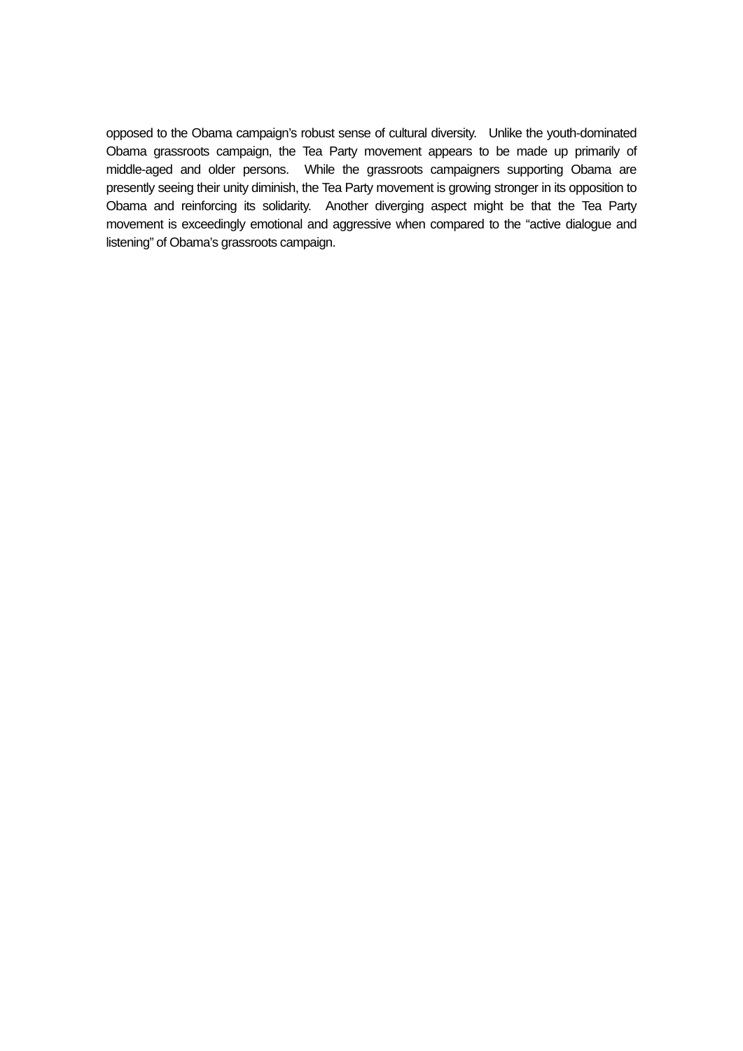opposed to the Obama campaign's robust sense of cultural diversity. Unlike the youth-dominated Obama grassroots campaign, the Tea Party movement appears to be made up primarily of middle-aged and older persons. While the grassroots campaigners supporting Obama are presently seeing their unity diminish, the Tea Party movement is growing stronger in its opposition to Obama and reinforcing its solidarity. Another diverging aspect might be that the Tea Party movement is exceedingly emotional and aggressive when compared to the "active dialogue and listening" of Obama's grassroots campaign.